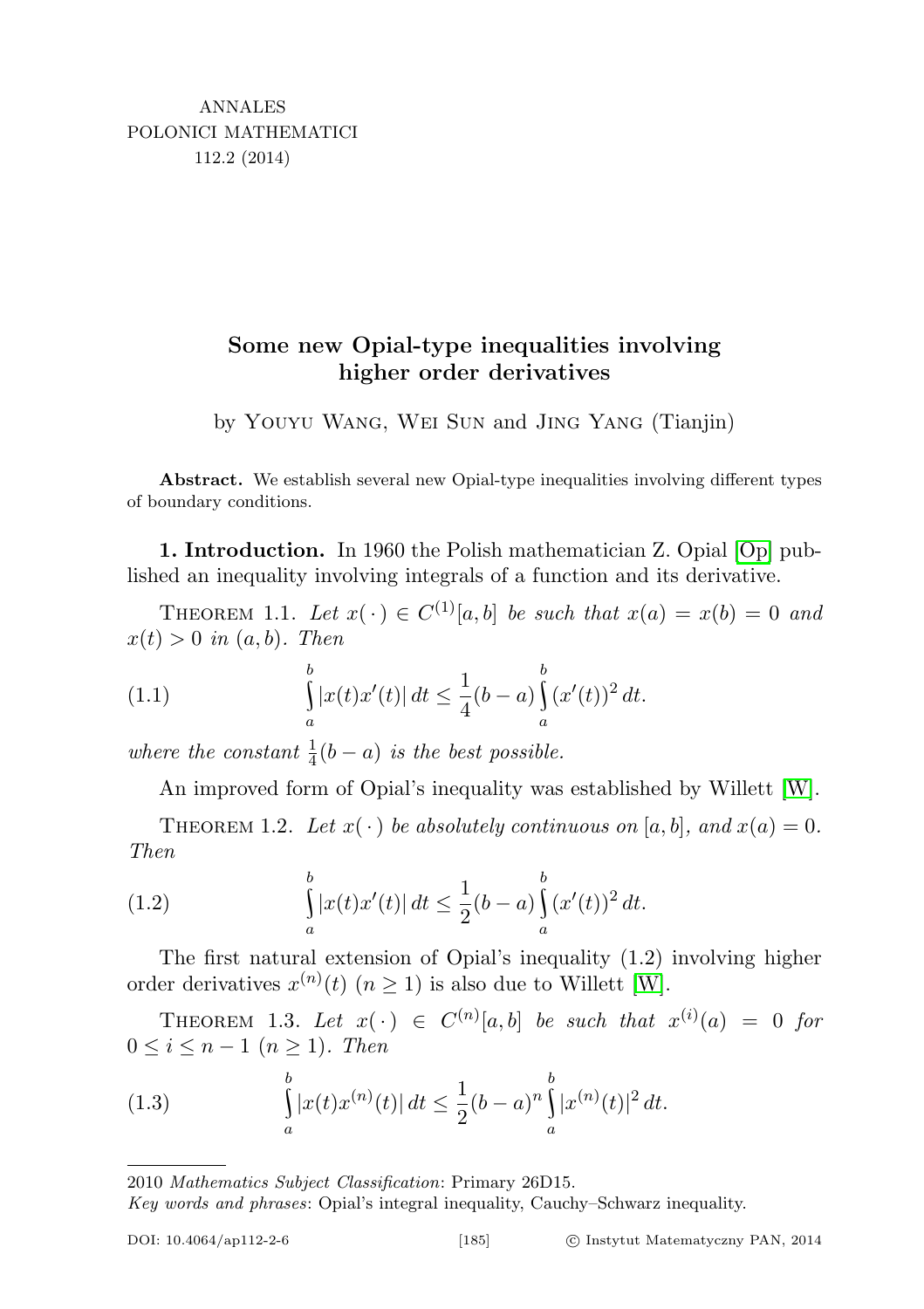ANNALES
POLONICI MATHEMATICI
112.2 (2014)

# Some new Opial-type inequalities involving higher order derivatives

by Youyu Wang, Wei Sun and Jing Yang (Tianjin)

**Abstract.** We establish several new Opial-type inequalities involving different types of boundary conditions.

**1. Introduction.** In 1960 the Polish mathematician Z. Opial [Op] published an inequality involving integrals of a function and its derivative.

Theorem 1.1. *Let $x(\cdot) \in C^{(1)}[a,b]$ be such that $x(a) = x(b) = 0$ and $x(t) > 0$ in $(a,b)$. Then*

$$\int_a^b |x(t)x'(t)|\,dt \le \frac{1}{4}(b-a)\int_a^b (x'(t))^2\,dt. \tag{1.1}$$

*where the constant $\frac{1}{4}(b-a)$ is the best possible.*

An improved form of Opial's inequality was established by Willett [W].

Theorem 1.2. *Let $x(\cdot)$ be absolutely continuous on $[a,b]$, and $x(a) = 0$. Then*

$$\int_a^b |x(t)x'(t)|\,dt \le \frac{1}{2}(b-a)\int_a^b (x'(t))^2\,dt. \tag{1.2}$$

The first natural extension of Opial's inequality (1.2) involving higher order derivatives $x^{(n)}(t)$ $(n \ge 1)$ is also due to Willett [W].

Theorem 1.3. *Let $x(\cdot) \in C^{(n)}[a,b]$ be such that $x^{(i)}(a) = 0$ for $0 \le i \le n-1$ $(n \ge 1)$. Then*

$$\int_a^b |x(t)x^{(n)}(t)|\,dt \le \frac{1}{2}(b-a)^n \int_a^b |x^{(n)}(t)|^2\,dt. \tag{1.3}$$

2010 *Mathematics Subject Classification*: Primary 26D15.

*Key words and phrases*: Opial's integral inequality, Cauchy–Schwarz inequality.

DOI: 10.4064/ap112-2-6 © Instytut Matematyczny PAN, 2014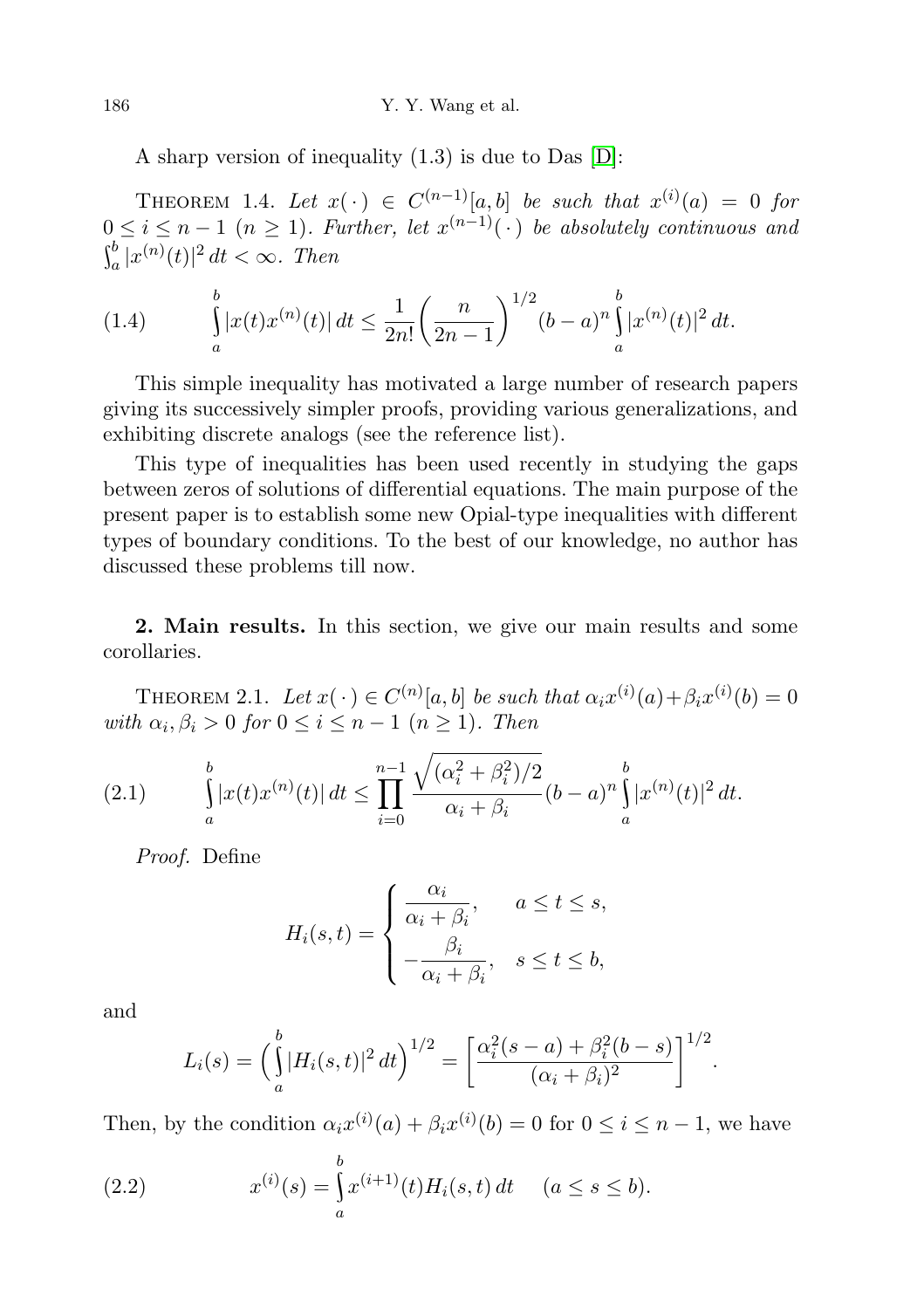A sharp version of inequality (1.3) is due to Das [D]:

THEOREM 1.4. *Let $x(\cdot) \in C^{(n-1)}[a,b]$ be such that $x^{(i)}(a) = 0$ for $0 \le i \le n-1$ ($n \ge 1$). Further, let $x^{(n-1)}(\cdot)$ be absolutely continuous and $\int_a^b |x^{(n)}(t)|^2\,dt < \infty$. Then*

$$\int_a^b |x(t)x^{(n)}(t)|\,dt \le \frac{1}{2n!}\left(\frac{n}{2n-1}\right)^{1/2}(b-a)^n \int_a^b |x^{(n)}(t)|^2\,dt. \tag{1.4}$$

This simple inequality has motivated a large number of research papers giving its successively simpler proofs, providing various generalizations, and exhibiting discrete analogs (see the reference list).

This type of inequalities has been used recently in studying the gaps between zeros of solutions of differential equations. The main purpose of the present paper is to establish some new Opial-type inequalities with different types of boundary conditions. To the best of our knowledge, no author has discussed these problems till now.

## 2. Main results.

In this section, we give our main results and some corollaries.

THEOREM 2.1. *Let $x(\cdot) \in C^{(n)}[a,b]$ be such that $\alpha_i x^{(i)}(a) + \beta_i x^{(i)}(b) = 0$ with $\alpha_i, \beta_i > 0$ for $0 \le i \le n-1$ ($n \ge 1$). Then*

$$\int_a^b |x(t)x^{(n)}(t)|\,dt \le \prod_{i=0}^{n-1} \frac{\sqrt{(\alpha_i^2+\beta_i^2)/2}}{\alpha_i+\beta_i}(b-a)^n \int_a^b |x^{(n)}(t)|^2\,dt. \tag{2.1}$$

*Proof.* Define

$$H_i(s,t) = \begin{cases} \dfrac{\alpha_i}{\alpha_i+\beta_i}, & a \le t \le s, \\[2mm] -\dfrac{\beta_i}{\alpha_i+\beta_i}, & s \le t \le b, \end{cases}$$

and

$$L_i(s) = \Big(\int_a^b |H_i(s,t)|^2\,dt\Big)^{1/2} = \left[\frac{\alpha_i^2(s-a)+\beta_i^2(b-s)}{(\alpha_i+\beta_i)^2}\right]^{1/2}.$$

Then, by the condition $\alpha_i x^{(i)}(a) + \beta_i x^{(i)}(b) = 0$ for $0 \le i \le n-1$, we have

$$x^{(i)}(s) = \int_a^b x^{(i+1)}(t) H_i(s,t)\,dt \quad (a \le s \le b). \tag{2.2}$$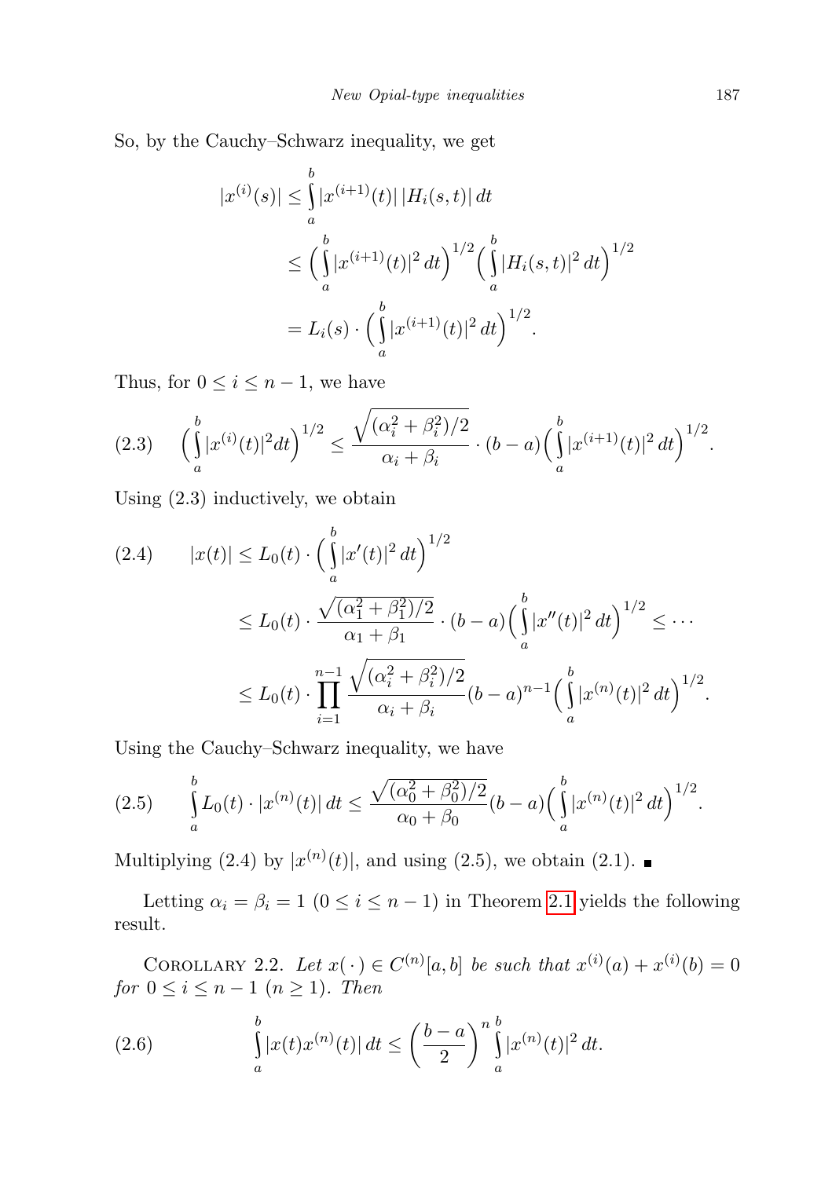So, by the Cauchy–Schwarz inequality, we get

$$
\begin{aligned}
|x^{(i)}(s)| &\le \int_a^b |x^{(i+1)}(t)|\,|H_i(s,t)|\,dt \\
&\le \Big(\int_a^b |x^{(i+1)}(t)|^2\,dt\Big)^{1/2}\Big(\int_a^b |H_i(s,t)|^2\,dt\Big)^{1/2} \\
&= L_i(s)\cdot\Big(\int_a^b |x^{(i+1)}(t)|^2\,dt\Big)^{1/2}.
\end{aligned}
$$

Thus, for $0 \le i \le n-1$, we have

$$
\Big(\int_a^b |x^{(i)}(t)|^2 dt\Big)^{1/2} \le \frac{\sqrt{(\alpha_i^2+\beta_i^2)/2}}{\alpha_i+\beta_i}\cdot(b-a)\Big(\int_a^b |x^{(i+1)}(t)|^2\,dt\Big)^{1/2}. \tag{2.3}
$$

Using (2.3) inductively, we obtain

$$
\begin{aligned}
|x(t)| &\le L_0(t)\cdot\Big(\int_a^b |x'(t)|^2\,dt\Big)^{1/2} \\
&\le L_0(t)\cdot\frac{\sqrt{(\alpha_1^2+\beta_1^2)/2}}{\alpha_1+\beta_1}\cdot(b-a)\Big(\int_a^b |x''(t)|^2\,dt\Big)^{1/2} \le \cdots \\
&\le L_0(t)\cdot\prod_{i=1}^{n-1}\frac{\sqrt{(\alpha_i^2+\beta_i^2)/2}}{\alpha_i+\beta_i}(b-a)^{n-1}\Big(\int_a^b |x^{(n)}(t)|^2\,dt\Big)^{1/2}.
\end{aligned} \tag{2.4}
$$

Using the Cauchy–Schwarz inequality, we have

$$
\int_a^b L_0(t)\cdot|x^{(n)}(t)|\,dt \le \frac{\sqrt{(\alpha_0^2+\beta_0^2)/2}}{\alpha_0+\beta_0}(b-a)\Big(\int_a^b |x^{(n)}(t)|^2\,dt\Big)^{1/2}. \tag{2.5}
$$

Multiplying (2.4) by $|x^{(n)}(t)|$, and using (2.5), we obtain (2.1). ∎

Letting $\alpha_i = \beta_i = 1$ $(0 \le i \le n-1)$ in Theorem 2.1 yields the following result.

COROLLARY 2.2. *Let $x(\cdot) \in C^{(n)}[a,b]$ be such that $x^{(i)}(a) + x^{(i)}(b) = 0$ for $0 \le i \le n-1$ $(n \ge 1)$. Then*

$$
\int_a^b |x(t)x^{(n)}(t)|\,dt \le \Big(\frac{b-a}{2}\Big)^n \int_a^b |x^{(n)}(t)|^2\,dt. \tag{2.6}
$$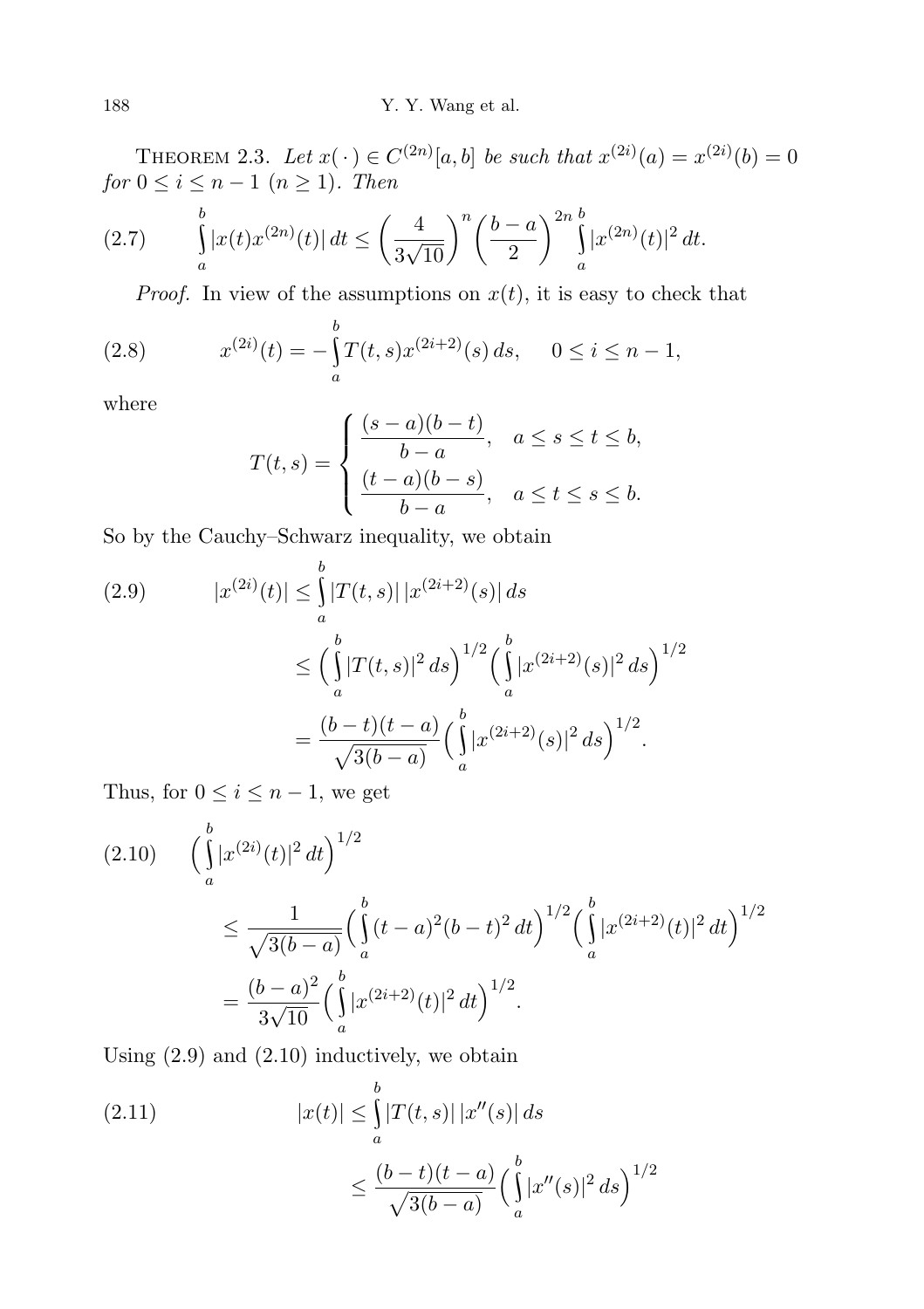THEOREM 2.3. *Let $x(\cdot) \in C^{(2n)}[a,b]$ be such that $x^{(2i)}(a) = x^{(2i)}(b) = 0$ for $0 \le i \le n-1$ $(n \ge 1)$. Then*

$$\int_a^b |x(t)x^{(2n)}(t)|\,dt \le \left(\frac{4}{3\sqrt{10}}\right)^n \left(\frac{b-a}{2}\right)^{2n} \int_a^b |x^{(2n)}(t)|^2\,dt. \tag{2.7}$$

*Proof.* In view of the assumptions on $x(t)$, it is easy to check that

$$x^{(2i)}(t) = -\int_a^b T(t,s)x^{(2i+2)}(s)\,ds, \qquad 0 \le i \le n-1, \tag{2.8}$$

where

$$T(t,s) = \begin{cases} \dfrac{(s-a)(b-t)}{b-a}, & a \le s \le t \le b, \\[2mm] \dfrac{(t-a)(b-s)}{b-a}, & a \le t \le s \le b. \end{cases}$$

So by the Cauchy–Schwarz inequality, we obtain

$$\begin{aligned} |x^{(2i)}(t)| &\le \int_a^b |T(t,s)|\,|x^{(2i+2)}(s)|\,ds \\ &\le \Big(\int_a^b |T(t,s)|^2\,ds\Big)^{1/2}\Big(\int_a^b |x^{(2i+2)}(s)|^2\,ds\Big)^{1/2} \\ &= \frac{(b-t)(t-a)}{\sqrt{3(b-a)}}\Big(\int_a^b |x^{(2i+2)}(s)|^2\,ds\Big)^{1/2}. \end{aligned} \tag{2.9}$$

Thus, for $0 \le i \le n-1$, we get

$$\begin{aligned} &\Big(\int_a^b |x^{(2i)}(t)|^2\,dt\Big)^{1/2} \\ &\quad \le \frac{1}{\sqrt{3(b-a)}}\Big(\int_a^b (t-a)^2(b-t)^2\,dt\Big)^{1/2}\Big(\int_a^b |x^{(2i+2)}(t)|^2\,dt\Big)^{1/2} \\ &\quad = \frac{(b-a)^2}{3\sqrt{10}}\Big(\int_a^b |x^{(2i+2)}(t)|^2\,dt\Big)^{1/2}. \end{aligned} \tag{2.10}$$

Using (2.9) and (2.10) inductively, we obtain

$$\begin{aligned} |x(t)| &\le \int_a^b |T(t,s)|\,|x''(s)|\,ds \\ &\le \frac{(b-t)(t-a)}{\sqrt{3(b-a)}}\Big(\int_a^b |x''(s)|^2\,ds\Big)^{1/2} \end{aligned} \tag{2.11}$$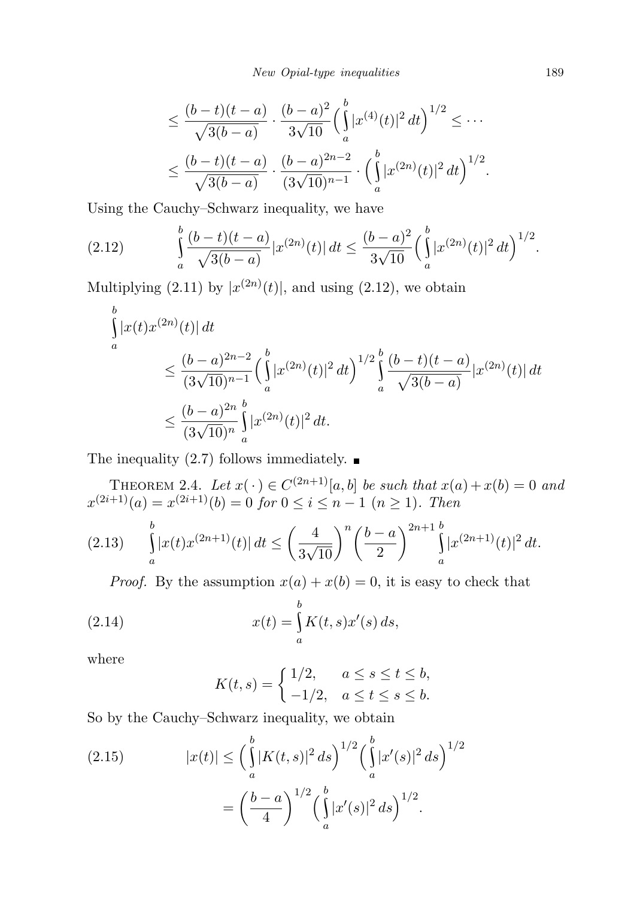$$\leq \frac{(b-t)(t-a)}{\sqrt{3(b-a)}} \cdot \frac{(b-a)^2}{3\sqrt{10}} \Big( \int_a^b |x^{(4)}(t)|^2 \, dt \Big)^{1/2} \leq \cdots$$

$$\leq \frac{(b-t)(t-a)}{\sqrt{3(b-a)}} \cdot \frac{(b-a)^{2n-2}}{(3\sqrt{10})^{n-1}} \cdot \Big( \int_a^b |x^{(2n)}(t)|^2 \, dt \Big)^{1/2}.$$

Using the Cauchy–Schwarz inequality, we have

$$\int_a^b \frac{(b-t)(t-a)}{\sqrt{3(b-a)}} |x^{(2n)}(t)| \, dt \leq \frac{(b-a)^2}{3\sqrt{10}} \Big( \int_a^b |x^{(2n)}(t)|^2 \, dt \Big)^{1/2}. \tag{2.12}$$

Multiplying (2.11) by $|x^{(2n)}(t)|$, and using (2.12), we obtain

$$\begin{aligned}
&\int_a^b |x(t) x^{(2n)}(t)| \, dt \\
&\qquad \leq \frac{(b-a)^{2n-2}}{(3\sqrt{10})^{n-1}} \Big( \int_a^b |x^{(2n)}(t)|^2 \, dt \Big)^{1/2} \int_a^b \frac{(b-t)(t-a)}{\sqrt{3(b-a)}} |x^{(2n)}(t)| \, dt \\
&\qquad \leq \frac{(b-a)^{2n}}{(3\sqrt{10})^n} \int_a^b |x^{(2n)}(t)|^2 \, dt.
\end{aligned}$$

The inequality (2.7) follows immediately. ■

THEOREM 2.4. *Let $x(\cdot) \in C^{(2n+1)}[a,b]$ be such that $x(a) + x(b) = 0$ and $x^{(2i+1)}(a) = x^{(2i+1)}(b) = 0$ for $0 \leq i \leq n-1$ ($n \geq 1$). Then*

$$\int_a^b |x(t) x^{(2n+1)}(t)| \, dt \leq \Big( \frac{4}{3\sqrt{10}} \Big)^n \Big( \frac{b-a}{2} \Big)^{2n+1} \int_a^b |x^{(2n+1)}(t)|^2 \, dt. \tag{2.13}$$

*Proof.* By the assumption $x(a) + x(b) = 0$, it is easy to check that

$$x(t) = \int_a^b K(t,s) x'(s) \, ds, \tag{2.14}$$

where

$$K(t,s) = \begin{cases} 1/2, & a \leq s \leq t \leq b, \\ -1/2, & a \leq t \leq s \leq b. \end{cases}$$

So by the Cauchy–Schwarz inequality, we obtain

$$\begin{aligned}
|x(t)| &\leq \Big( \int_a^b |K(t,s)|^2 \, ds \Big)^{1/2} \Big( \int_a^b |x'(s)|^2 \, ds \Big)^{1/2} \qquad (2.15) \\
&= \Big( \frac{b-a}{4} \Big)^{1/2} \Big( \int_a^b |x'(s)|^2 \, ds \Big)^{1/2}.
\end{aligned}$$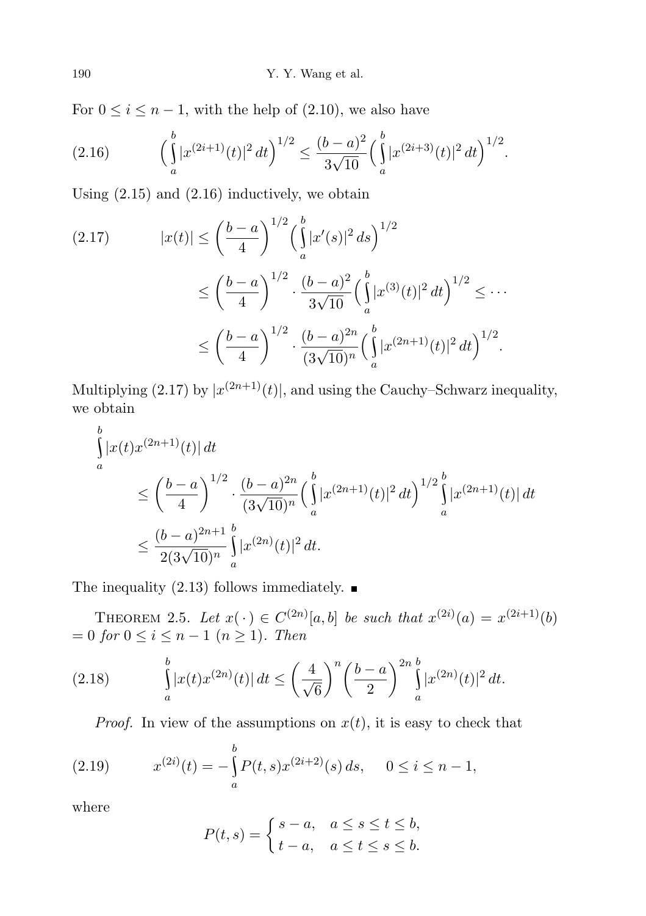For $0 \le i \le n-1$, with the help of (2.10), we also have

$$\Big(\int_a^b |x^{(2i+1)}(t)|^2\,dt\Big)^{1/2} \le \frac{(b-a)^2}{3\sqrt{10}}\Big(\int_a^b |x^{(2i+3)}(t)|^2\,dt\Big)^{1/2}. \tag{2.16}$$

Using (2.15) and (2.16) inductively, we obtain

$$\begin{aligned}
|x(t)| &\le \Big(\frac{b-a}{4}\Big)^{1/2}\Big(\int_a^b |x'(s)|^2\,ds\Big)^{1/2} \\
&\le \Big(\frac{b-a}{4}\Big)^{1/2}\cdot\frac{(b-a)^2}{3\sqrt{10}}\Big(\int_a^b |x^{(3)}(t)|^2\,dt\Big)^{1/2} \le \cdots \\
&\le \Big(\frac{b-a}{4}\Big)^{1/2}\cdot\frac{(b-a)^{2n}}{(3\sqrt{10})^n}\Big(\int_a^b |x^{(2n+1)}(t)|^2\,dt\Big)^{1/2}.
\end{aligned} \tag{2.17}$$

Multiplying (2.17) by $|x^{(2n+1)}(t)|$, and using the Cauchy–Schwarz inequality, we obtain

$$\begin{aligned}
&\int_a^b |x(t)x^{(2n+1)}(t)|\,dt \\
&\quad\le \Big(\frac{b-a}{4}\Big)^{1/2}\cdot\frac{(b-a)^{2n}}{(3\sqrt{10})^n}\Big(\int_a^b |x^{(2n+1)}(t)|^2\,dt\Big)^{1/2}\int_a^b |x^{(2n+1)}(t)|\,dt \\
&\quad\le \frac{(b-a)^{2n+1}}{2(3\sqrt{10})^n}\int_a^b |x^{(2n)}(t)|^2\,dt.
\end{aligned}$$

The inequality (2.13) follows immediately. ∎

**Theorem 2.5.** *Let $x(\cdot) \in C^{(2n)}[a,b]$ be such that $x^{(2i)}(a) = x^{(2i+1)}(b) = 0$ for $0 \le i \le n-1$ ($n \ge 1$). Then*

$$\int_a^b |x(t)x^{(2n)}(t)|\,dt \le \Big(\frac{4}{\sqrt{6}}\Big)^n\Big(\frac{b-a}{2}\Big)^{2n}\int_a^b |x^{(2n)}(t)|^2\,dt. \tag{2.18}$$

*Proof.* In view of the assumptions on $x(t)$, it is easy to check that

$$x^{(2i)}(t) = -\int_a^b P(t,s)x^{(2i+2)}(s)\,ds, \qquad 0 \le i \le n-1, \tag{2.19}$$

where

$$P(t,s) = \begin{cases} s-a, & a \le s \le t \le b, \\ t-a, & a \le t \le s \le b. \end{cases}$$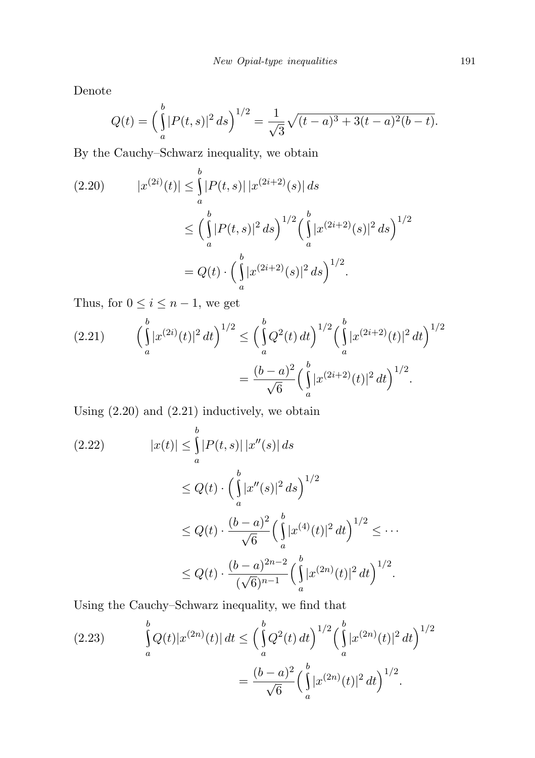Denote

$$Q(t) = \Big(\int_a^b |P(t,s)|^2\,ds\Big)^{1/2} = \frac{1}{\sqrt{3}}\sqrt{(t-a)^3 + 3(t-a)^2(b-t)}.$$

By the Cauchy–Schwarz inequality, we obtain

$$\tag{2.20} \begin{aligned} |x^{(2i)}(t)| &\le \int_a^b |P(t,s)|\,|x^{(2i+2)}(s)|\,ds \\ &\le \Big(\int_a^b |P(t,s)|^2\,ds\Big)^{1/2}\Big(\int_a^b |x^{(2i+2)}(s)|^2\,ds\Big)^{1/2} \\ &= Q(t)\cdot\Big(\int_a^b |x^{(2i+2)}(s)|^2\,ds\Big)^{1/2}. \end{aligned}$$

Thus, for $0 \le i \le n-1$, we get

$$\tag{2.21} \begin{aligned} \Big(\int_a^b |x^{(2i)}(t)|^2\,dt\Big)^{1/2} &\le \Big(\int_a^b Q^2(t)\,dt\Big)^{1/2}\Big(\int_a^b |x^{(2i+2)}(t)|^2\,dt\Big)^{1/2} \\ &= \frac{(b-a)^2}{\sqrt{6}}\Big(\int_a^b |x^{(2i+2)}(t)|^2\,dt\Big)^{1/2}. \end{aligned}$$

Using (2.20) and (2.21) inductively, we obtain

$$\tag{2.22} \begin{aligned} |x(t)| &\le \int_a^b |P(t,s)|\,|x''(s)|\,ds \\ &\le Q(t)\cdot\Big(\int_a^b |x''(s)|^2\,ds\Big)^{1/2} \\ &\le Q(t)\cdot\frac{(b-a)^2}{\sqrt{6}}\Big(\int_a^b |x^{(4)}(t)|^2\,dt\Big)^{1/2} \le \cdots \\ &\le Q(t)\cdot\frac{(b-a)^{2n-2}}{(\sqrt{6})^{n-1}}\Big(\int_a^b |x^{(2n)}(t)|^2\,dt\Big)^{1/2}. \end{aligned}$$

Using the Cauchy–Schwarz inequality, we find that

$$\tag{2.23} \begin{aligned} \int_a^b Q(t)|x^{(2n)}(t)|\,dt &\le \Big(\int_a^b Q^2(t)\,dt\Big)^{1/2}\Big(\int_a^b |x^{(2n)}(t)|^2\,dt\Big)^{1/2} \\ &= \frac{(b-a)^2}{\sqrt{6}}\Big(\int_a^b |x^{(2n)}(t)|^2\,dt\Big)^{1/2}. \end{aligned}$$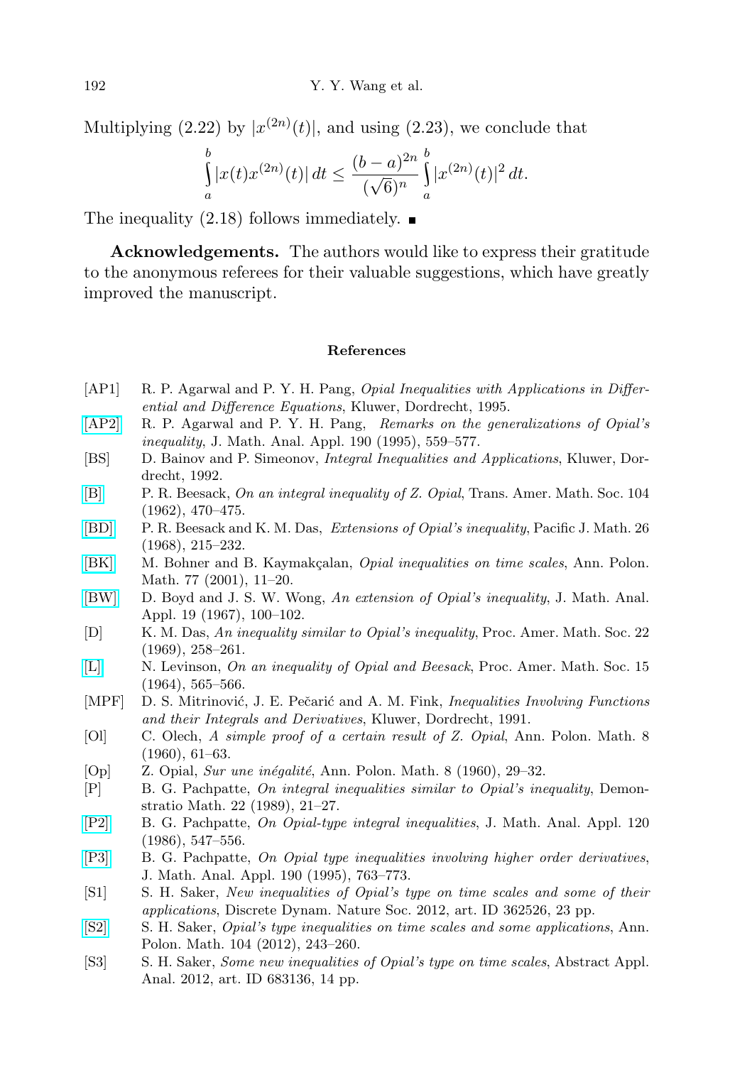Multiplying (2.22) by $|x^{(2n)}(t)|$, and using (2.23), we conclude that

$$\int_a^b |x(t)x^{(2n)}(t)|\,dt \le \frac{(b-a)^{2n}}{(\sqrt{6})^n}\int_a^b |x^{(2n)}(t)|^2\,dt.$$

The inequality (2.18) follows immediately. ∎

**Acknowledgements.** The authors would like to express their gratitude to the anonymous referees for their valuable suggestions, which have greatly improved the manuscript.

## References

- [AP1] R. P. Agarwal and P. Y. H. Pang, *Opial Inequalities with Applications in Differential and Difference Equations*, Kluwer, Dordrecht, 1995.
- [AP2] R. P. Agarwal and P. Y. H. Pang, *Remarks on the generalizations of Opial's inequality*, J. Math. Anal. Appl. 190 (1995), 559–577.
- [BS] D. Bainov and P. Simeonov, *Integral Inequalities and Applications*, Kluwer, Dordrecht, 1992.
- [B] P. R. Beesack, *On an integral inequality of Z. Opial*, Trans. Amer. Math. Soc. 104 (1962), 470–475.
- [BD] P. R. Beesack and K. M. Das, *Extensions of Opial's inequality*, Pacific J. Math. 26 (1968), 215–232.
- [BK] M. Bohner and B. Kaymakçalan, *Opial inequalities on time scales*, Ann. Polon. Math. 77 (2001), 11–20.
- [BW] D. Boyd and J. S. W. Wong, *An extension of Opial's inequality*, J. Math. Anal. Appl. 19 (1967), 100–102.
- [D] K. M. Das, *An inequality similar to Opial's inequality*, Proc. Amer. Math. Soc. 22 (1969), 258–261.
- [L] N. Levinson, *On an inequality of Opial and Beesack*, Proc. Amer. Math. Soc. 15 (1964), 565–566.
- [MPF] D. S. Mitrinović, J. E. Pečarić and A. M. Fink, *Inequalities Involving Functions and their Integrals and Derivatives*, Kluwer, Dordrecht, 1991.
- [Ol] C. Olech, *A simple proof of a certain result of Z. Opial*, Ann. Polon. Math. 8 (1960), 61–63.
- [Op] Z. Opial, *Sur une inégalité*, Ann. Polon. Math. 8 (1960), 29–32.
- [P] B. G. Pachpatte, *On integral inequalities similar to Opial's inequality*, Demonstratio Math. 22 (1989), 21–27.
- [P2] B. G. Pachpatte, *On Opial-type integral inequalities*, J. Math. Anal. Appl. 120 (1986), 547–556.
- [P3] B. G. Pachpatte, *On Opial type inequalities involving higher order derivatives*, J. Math. Anal. Appl. 190 (1995), 763–773.
- [S1] S. H. Saker, *New inequalities of Opial's type on time scales and some of their applications*, Discrete Dynam. Nature Soc. 2012, art. ID 362526, 23 pp.
- [S2] S. H. Saker, *Opial's type inequalities on time scales and some applications*, Ann. Polon. Math. 104 (2012), 243–260.
- [S3] S. H. Saker, *Some new inequalities of Opial's type on time scales*, Abstract Appl. Anal. 2012, art. ID 683136, 14 pp.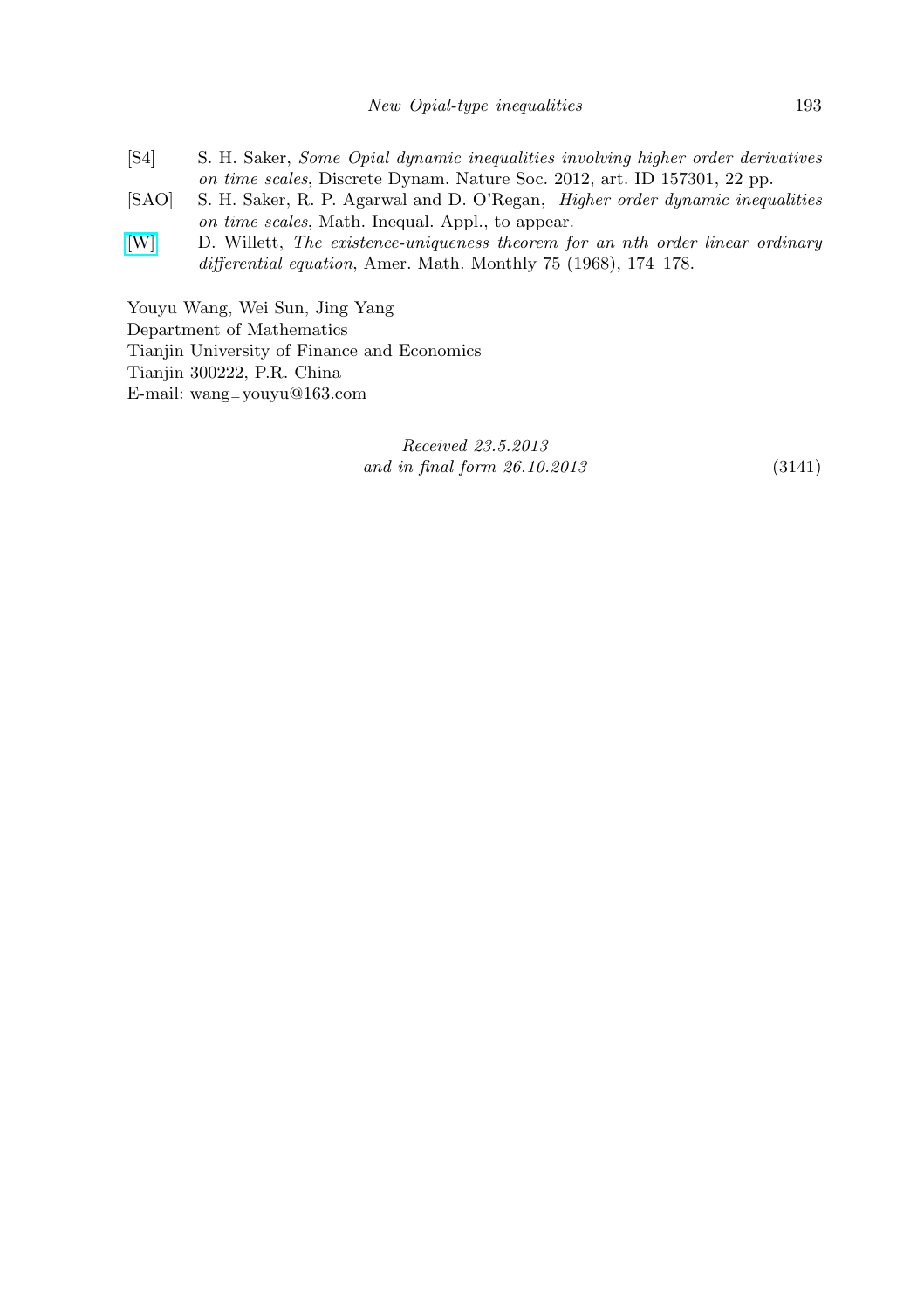[S4] S. H. Saker, *Some Opial dynamic inequalities involving higher order derivatives on time scales*, Discrete Dynam. Nature Soc. 2012, art. ID 157301, 22 pp.

[SAO] S. H. Saker, R. P. Agarwal and D. O'Regan, *Higher order dynamic inequalities on time scales*, Math. Inequal. Appl., to appear.

[W] D. Willett, *The existence-uniqueness theorem for an nth order linear ordinary differential equation*, Amer. Math. Monthly 75 (1968), 174–178.

Youyu Wang, Wei Sun, Jing Yang
Department of Mathematics
Tianjin University of Finance and Economics
Tianjin 300222, P.R. China
E-mail: wang_youyu@163.com

*Received 23.5.2013*
*and in final form 26.10.2013* (3141)